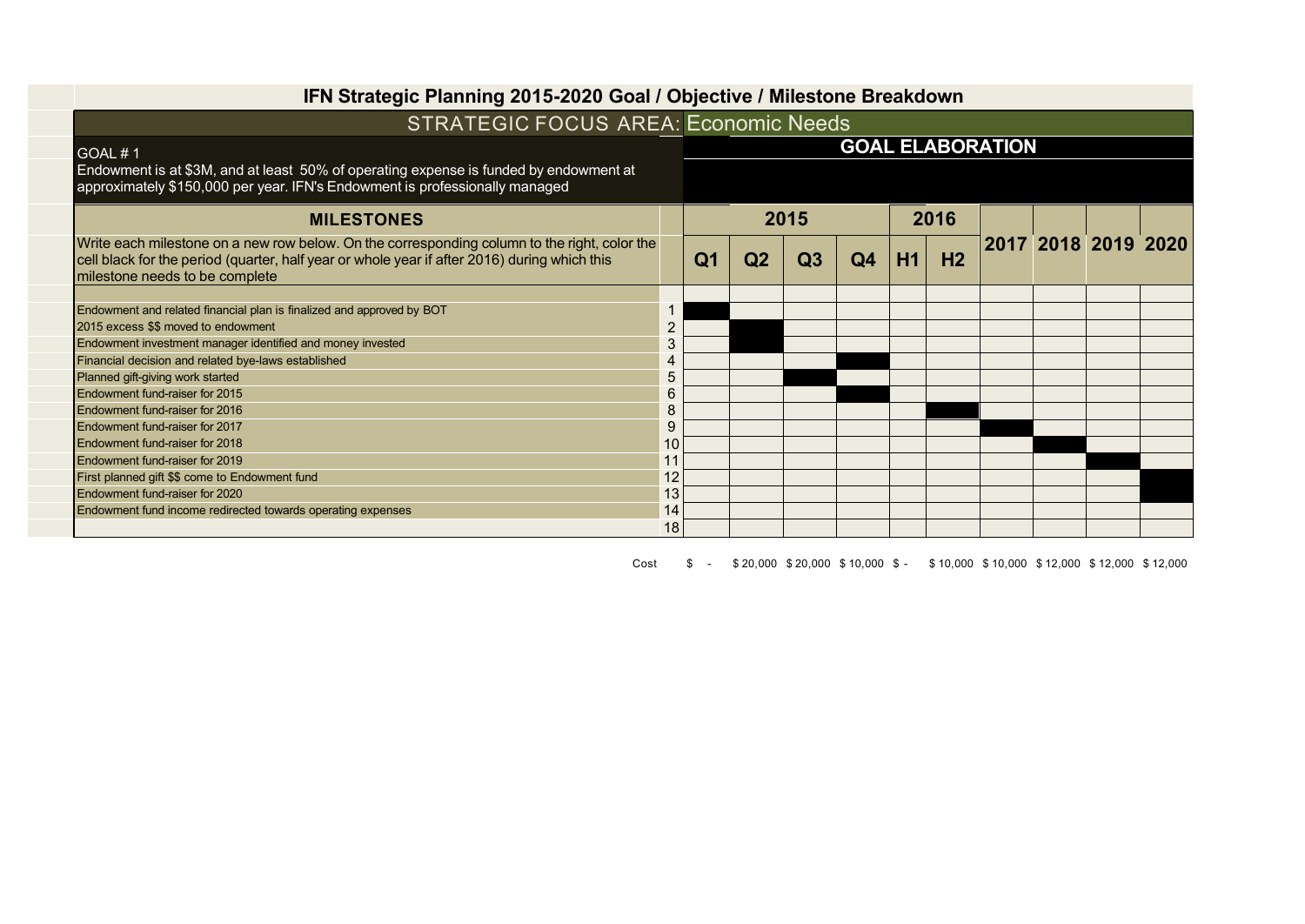# IFN Strategic Planning 2015-2020 Goal / Objective / Milestone Breakdown

## STRATEGIC FOCUS AREA: Economic Needs

**GOAL # 1**

Endowment is at $3M, and at least 50% of operating expense is funded by endowment at approximately $150,000 per year. IFN's Endowment is professionally managed

**GOAL ELABORATION**

| MILESTONES | | 2015 | | | | 2016 | | 2017 | 2018 | 2019 | 2020 |
|---|---|---|---|---|---|---|---|---|---|---|---|
| Write each milestone on a new row below. On the corresponding column to the right, color the cell black for the period (quarter, half year or whole year if after 2016) during which this milestone needs to be complete | | Q1 | Q2 | Q3 | Q4 | H1 | H2 | | | | |
| Endowment and related financial plan is finalized and approved by BOT | 1 | ■ | | | | | | | | | |
| 2015 excess $$ moved to endowment | 2 | | ■ | | | | | | | | |
| Endowment investment manager identified and money invested | 3 | | ■ | | | | | | | | |
| Financial decision and related bye-laws established | 4 | | | | ■ | | | | | | |
| Planned gift-giving work started | 5 | | | ■ | | | | | | | |
| Endowment fund-raiser for 2015 | 6 | | | | ■ | | | | | | |
| Endowment fund-raiser for 2016 | 8 | | | | | | ■ | | | | |
| Endowment fund-raiser for 2017 | 9 | | | | | | | ■ | | | |
| Endowment fund-raiser for 2018 | 10 | | | | | | | | ■ | | |
| Endowment fund-raiser for 2019 | 11 | | | | | | | | | ■ | |
| First planned gift $$ come to Endowment fund | 12 | | | | | | | | | | ■ |
| Endowment fund-raiser for 2020 | 13 | | | | | | | | | | ■ |
| Endowment fund income redirected towards operating expenses | 14 | | | | | | | | | | |
| | 18 | | | | | | | | | | |
| Cost | | $ - | $ 20,000 | $ 20,000 | $ 10,000 | $ - | $ 10,000 | $ 10,000 | $ 12,000 | $ 12,000 | $ 12,000 |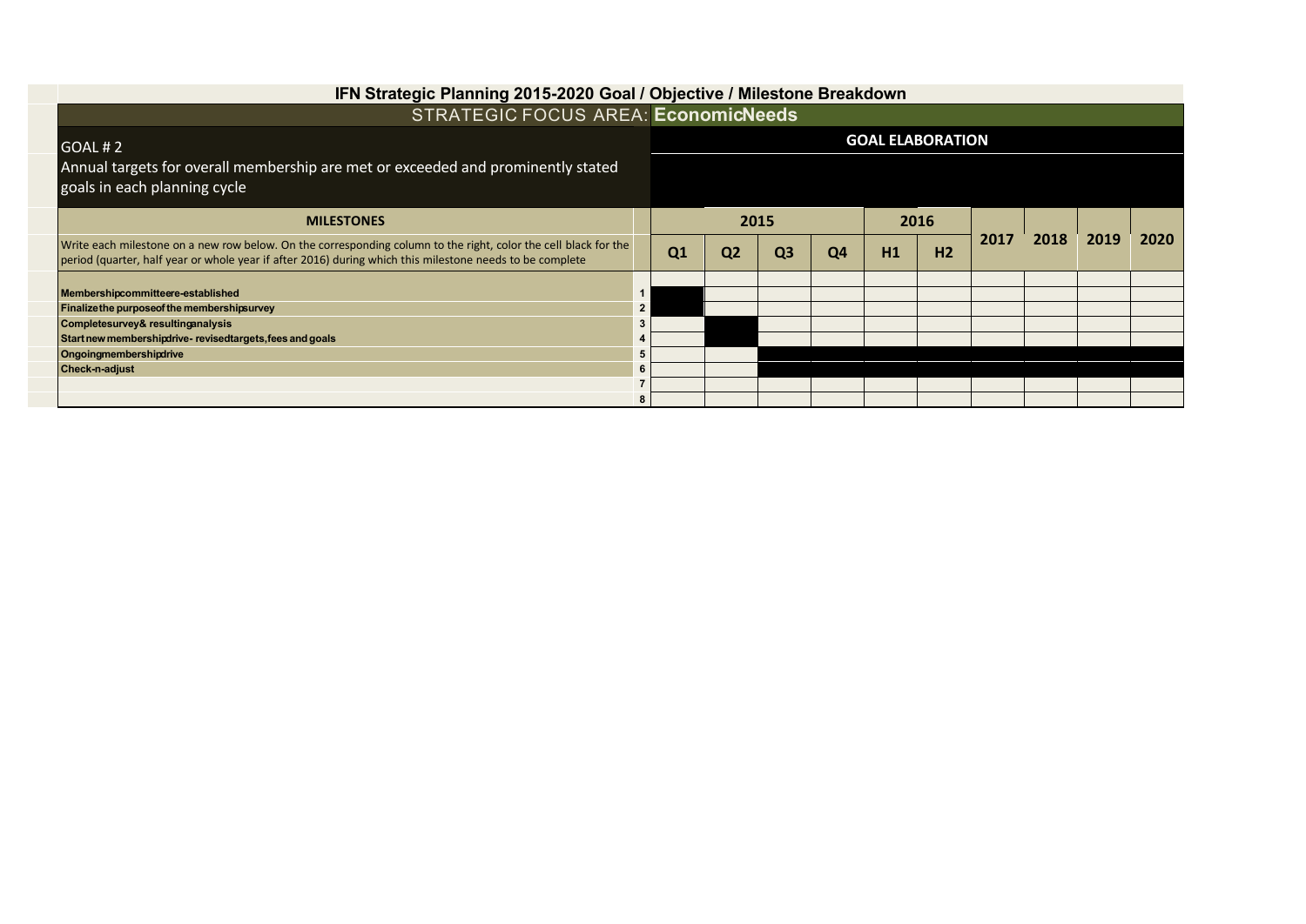# IFN Strategic Planning 2015-2020 Goal / Objective / Milestone Breakdown

## STRATEGIC FOCUS AREA: EconomicNeeds

GOAL # 2

Annual targets for overall membership are met or exceeded and prominently stated goals in each planning cycle

**GOAL ELABORATION**

| MILESTONES | | 2015 | | | | 2016 | | 2017 | 2018 | 2019 | 2020 |
|---|---|---|---|---|---|---|---|---|---|---|---|
| Write each milestone on a new row below. On the corresponding column to the right, color the cell black for the period (quarter, half year or whole year if after 2016) during which this milestone needs to be complete | | Q1 | Q2 | Q3 | Q4 | H1 | H2 | | | | |
| Membershipcommitteere-established | 1 | ■ | | | | | | | | | |
| Finalizethe purposeof the membershipsurvey | 2 | ■ | | | | | | | | | |
| Completesurvey& resultinganalysis | 3 | | ■ | | | | | | | | |
| Startnew membershipdrive- revisedtargets,fees and goals | 4 | | ■ | | | | | | | | |
| Ongoingmembershipdrive | 5 | | | ■ | ■ | ■ | ■ | ■ | ■ | ■ | ■ |
| Check-n-adjust | 6 | | | ■ | ■ | ■ | ■ | ■ | ■ | ■ | ■ |
| | 7 | | | | | | | | | | |
| | 8 | | | | | | | | | | |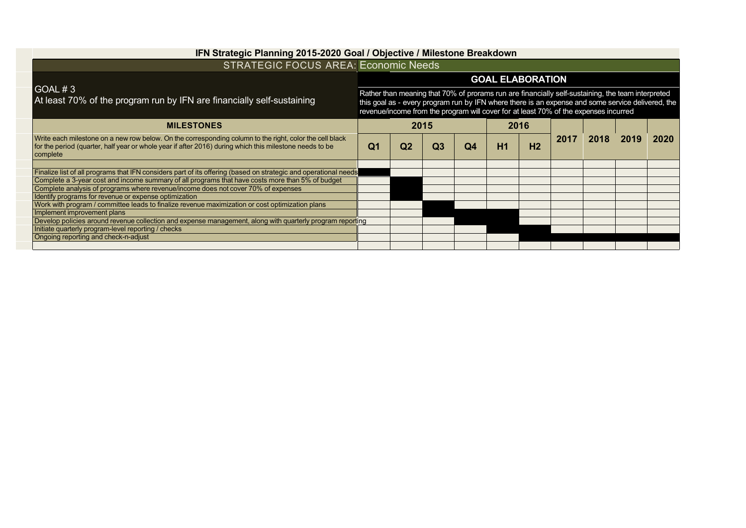# IFN Strategic Planning 2015-2020 Goal / Objective / Milestone Breakdown

## STRATEGIC FOCUS AREA: Economic Needs

### GOAL # 3

At least 70% of the program run by IFN are financially self-sustaining

### GOAL ELABORATION

Rather than meaning that 70% of prorams run are financially self-sustaining, the team interpreted this goal as - every program run by IFN where there is an expense and some service delivered, the revenue/income from the program will cover for at least 70% of the expenses incurred

In the table below, ■ marks a cell colored black in the original.

| MILESTONES | 2015 | | | | 2016 | | 2017 | 2018 | 2019 | 2020 |
|---|---|---|---|---|---|---|---|---|---|---|
| Write each milestone on a new row below. On the corresponding column to the right, color the cell black for the period (quarter, half year or whole year if after 2016) during which this milestone needs to be complete | Q1 | Q2 | Q3 | Q4 | H1 | H2 | | | | |
| Finalize list of all programs that IFN considers part of its offering (based on strategic and operational needs | ■ | | | | | | | | | |
| Complete a 3-year cost and income summary of all programs that have costs more than 5% of budget | | ■ | | | | | | | | |
| Complete analysis of programs where revenue/income does not cover 70% of expenses | | ■ | | | | | | | | |
| Identify programs for revenue or expense optimization | | ■ | | | | | | | | |
| Work with program / committee leads to finalize revenue maximization or cost optimization plans | | | ■ | | | | | | | |
| Implement improvement plans | | | ■ | ■ | ■ | | | | | |
| Develop policies around revenue collection and expense management, along with quarterly program reporting | | | | ■ | ■ | | | | | |
| Initiate quarterly program-level reporting / checks | | | | | ■ | ■ | | | | |
| Ongoing reporting and check-n-adjust | | | | | | ■ | ■ | ■ | ■ | ■ |